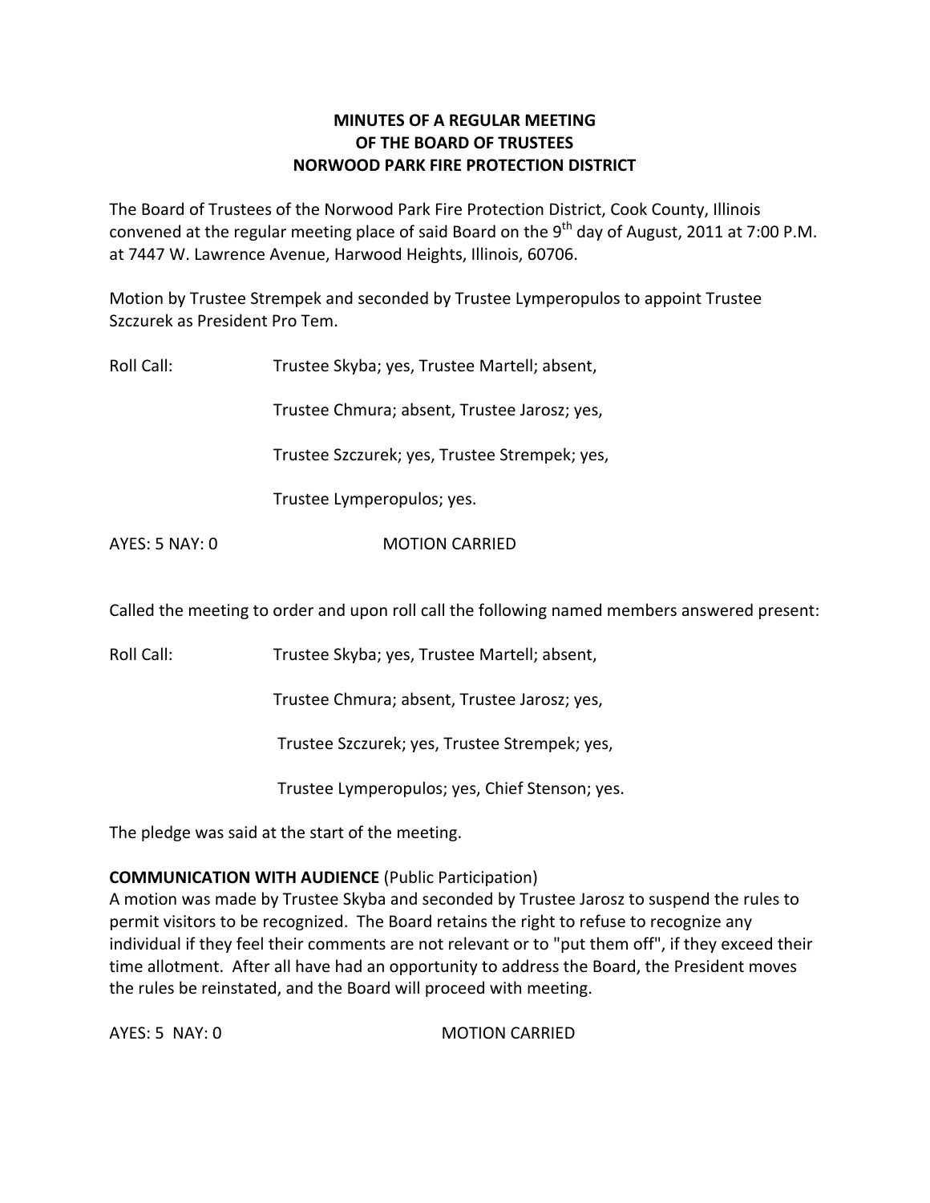# MINUTES OF A REGULAR MEETING OF THE BOARD OF TRUSTEES NORWOOD PARK FIRE PROTECTION DISTRICT

The Board of Trustees of the Norwood Park Fire Protection District, Cook County, Illinois convened at the regular meeting place of said Board on the 9th day of August, 2011 at 7:00 P.M. at 7447 W. Lawrence Avenue, Harwood Heights, Illinois, 60706.

Motion by Trustee Strempek and seconded by Trustee Lymperopulos to appoint Trustee Szczurek as President Pro Tem.

Roll Call: Trustee Skyba; yes, Trustee Martell; absent,

Trustee Chmura; absent, Trustee Jarosz; yes,

Trustee Szczurek; yes, Trustee Strempek; yes,

Trustee Lymperopulos; yes.

AYES: 5 NAY: 0 MOTION CARRIED

Called the meeting to order and upon roll call the following named members answered present:

Roll Call: Trustee Skyba; yes, Trustee Martell; absent,

Trustee Chmura; absent, Trustee Jarosz; yes,

Trustee Szczurek; yes, Trustee Strempek; yes,

Trustee Lymperopulos; yes, Chief Stenson; yes.

The pledge was said at the start of the meeting.

**COMMUNICATION WITH AUDIENCE** (Public Participation)

A motion was made by Trustee Skyba and seconded by Trustee Jarosz to suspend the rules to permit visitors to be recognized. The Board retains the right to refuse to recognize any individual if they feel their comments are not relevant or to "put them off", if they exceed their time allotment. After all have had an opportunity to address the Board, the President moves the rules be reinstated, and the Board will proceed with meeting.

AYES: 5 NAY: 0 MOTION CARRIED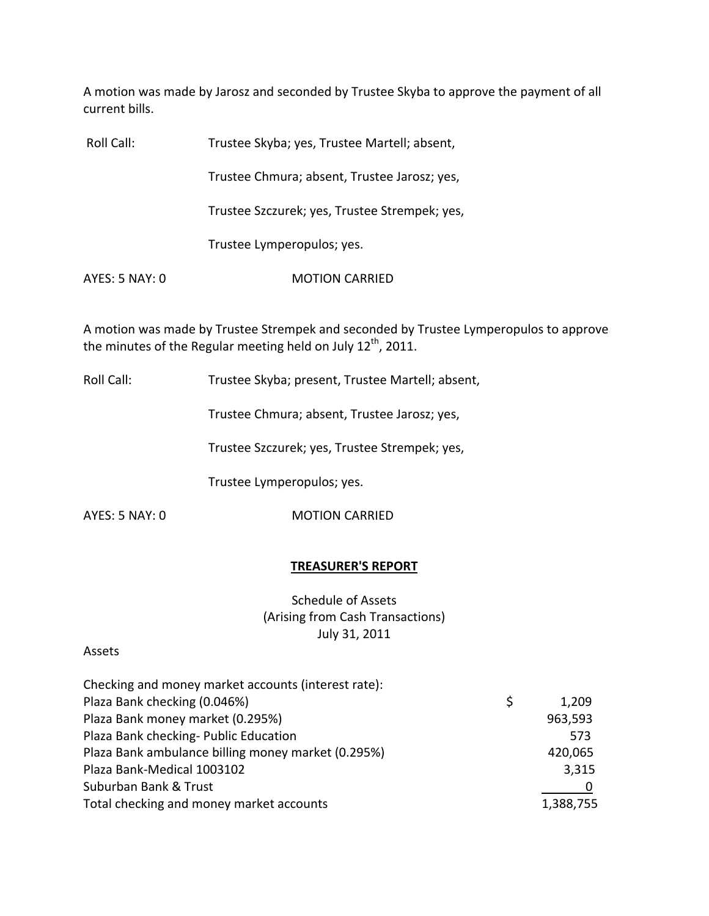A motion was made by Jarosz and seconded by Trustee Skyba to approve the payment of all current bills.

Roll Call: Trustee Skyba; yes, Trustee Martell; absent,

Trustee Chmura; absent, Trustee Jarosz; yes,

Trustee Szczurek; yes, Trustee Strempek; yes,

Trustee Lymperopulos; yes.

AYES: 5 NAY: 0 MOTION CARRIED

A motion was made by Trustee Strempek and seconded by Trustee Lymperopulos to approve the minutes of the Regular meeting held on July 12th, 2011.

Roll Call: Trustee Skyba; present, Trustee Martell; absent,

Trustee Chmura; absent, Trustee Jarosz; yes,

Trustee Szczurek; yes, Trustee Strempek; yes,

Trustee Lymperopulos; yes.

AYES: 5 NAY: 0 MOTION CARRIED

**TREASURER'S REPORT**

Schedule of Assets
(Arising from Cash Transactions)
July 31, 2011

Assets

| | |
|---|---|
| Checking and money market accounts (interest rate): | |
| Plaza Bank checking (0.046%) | $ 1,209 |
| Plaza Bank money market (0.295%) | 963,593 |
| Plaza Bank checking- Public Education | 573 |
| Plaza Bank ambulance billing money market (0.295%) | 420,065 |
| Plaza Bank-Medical 1003102 | 3,315 |
| Suburban Bank & Trust | 0 |
| Total checking and money market accounts | 1,388,755 |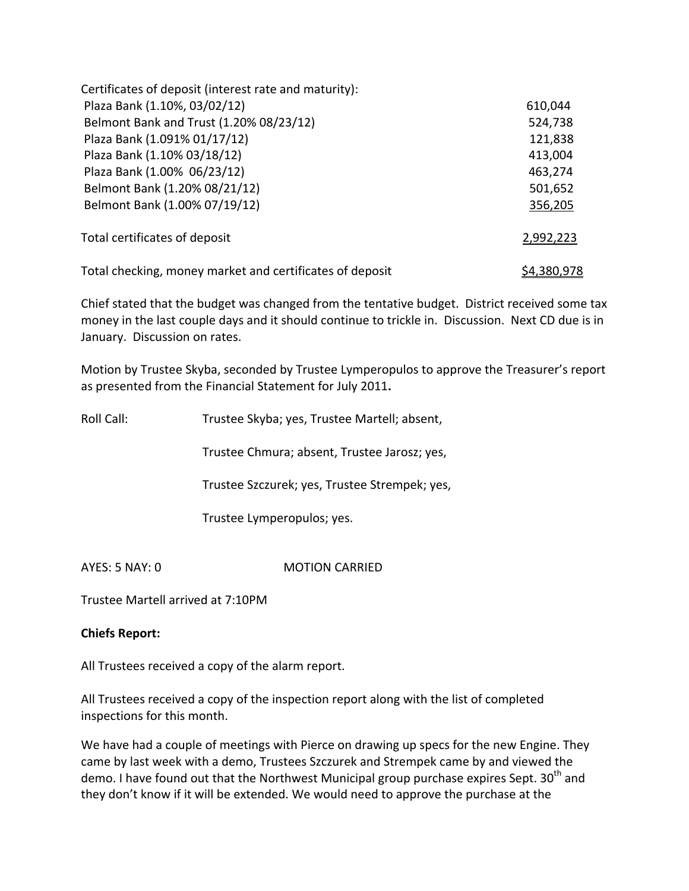| Certificates of deposit (interest rate and maturity): | |
|---|---|
| Plaza Bank (1.10%, 03/02/12) | 610,044 |
| Belmont Bank and Trust (1.20% 08/23/12) | 524,738 |
| Plaza Bank (1.091% 01/17/12) | 121,838 |
| Plaza Bank (1.10% 03/18/12) | 413,004 |
| Plaza Bank (1.00% 06/23/12) | 463,274 |
| Belmont Bank (1.20% 08/21/12) | 501,652 |
| Belmont Bank (1.00% 07/19/12) | 356,205 |
| Total certificates of deposit | 2,992,223 |
| Total checking, money market and certificates of deposit | $4,380,978 |

Chief stated that the budget was changed from the tentative budget. District received some tax money in the last couple days and it should continue to trickle in. Discussion. Next CD due is in January. Discussion on rates.

Motion by Trustee Skyba, seconded by Trustee Lymperopulos to approve the Treasurer's report as presented from the Financial Statement for July 2011**.**

Roll Call: Trustee Skyba; yes, Trustee Martell; absent,

Trustee Chmura; absent, Trustee Jarosz; yes,

Trustee Szczurek; yes, Trustee Strempek; yes,

Trustee Lymperopulos; yes.

AYES: 5 NAY: 0 MOTION CARRIED

Trustee Martell arrived at 7:10PM

**Chiefs Report:**

All Trustees received a copy of the alarm report.

All Trustees received a copy of the inspection report along with the list of completed inspections for this month.

We have had a couple of meetings with Pierce on drawing up specs for the new Engine. They came by last week with a demo, Trustees Szczurek and Strempek came by and viewed the demo. I have found out that the Northwest Municipal group purchase expires Sept. 30th and they don't know if it will be extended. We would need to approve the purchase at the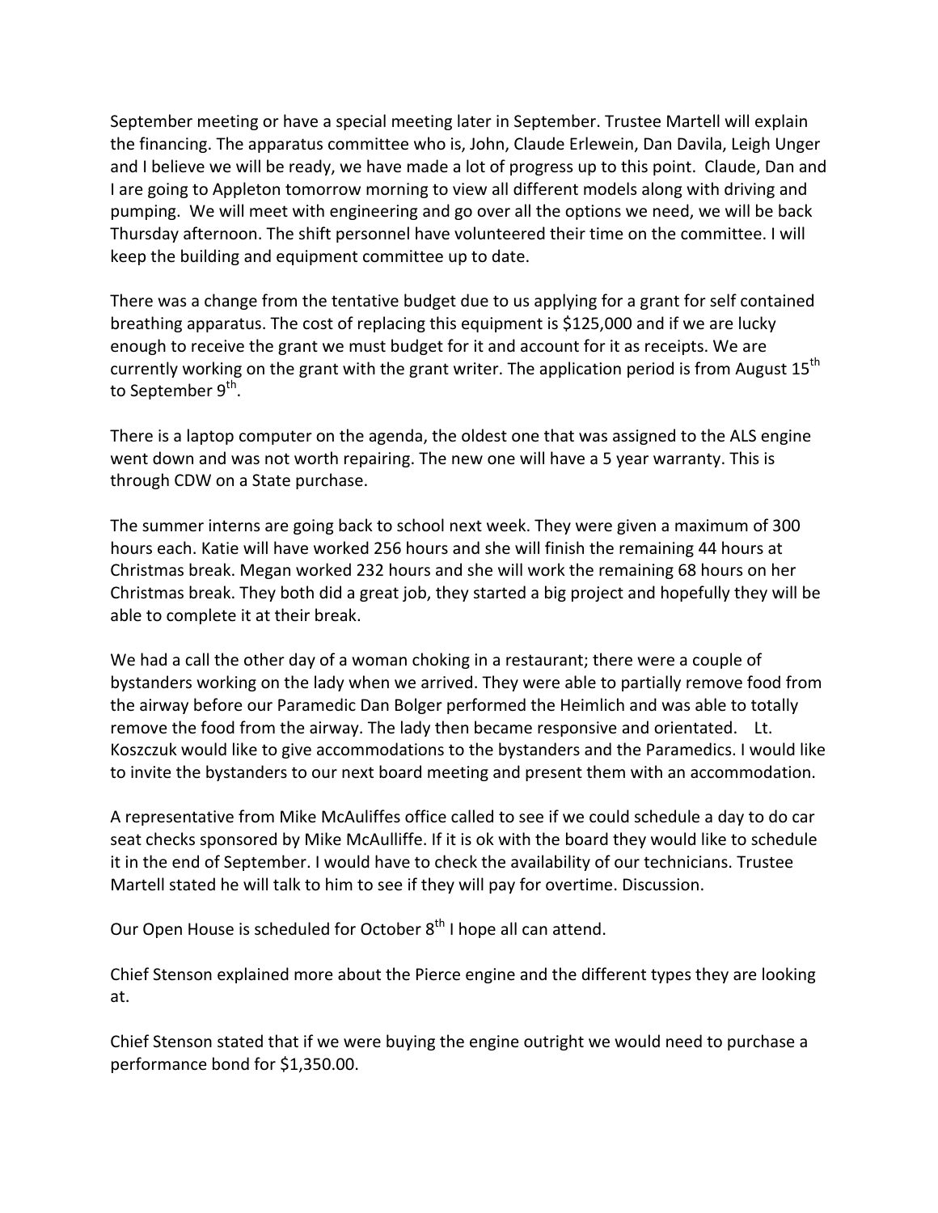September meeting or have a special meeting later in September. Trustee Martell will explain the financing. The apparatus committee who is, John, Claude Erlewein, Dan Davila, Leigh Unger and I believe we will be ready, we have made a lot of progress up to this point. Claude, Dan and I are going to Appleton tomorrow morning to view all different models along with driving and pumping. We will meet with engineering and go over all the options we need, we will be back Thursday afternoon. The shift personnel have volunteered their time on the committee. I will keep the building and equipment committee up to date.

There was a change from the tentative budget due to us applying for a grant for self contained breathing apparatus. The cost of replacing this equipment is $125,000 and if we are lucky enough to receive the grant we must budget for it and account for it as receipts. We are currently working on the grant with the grant writer. The application period is from August 15th to September 9th.

There is a laptop computer on the agenda, the oldest one that was assigned to the ALS engine went down and was not worth repairing. The new one will have a 5 year warranty. This is through CDW on a State purchase.

The summer interns are going back to school next week. They were given a maximum of 300 hours each. Katie will have worked 256 hours and she will finish the remaining 44 hours at Christmas break. Megan worked 232 hours and she will work the remaining 68 hours on her Christmas break. They both did a great job, they started a big project and hopefully they will be able to complete it at their break.

We had a call the other day of a woman choking in a restaurant; there were a couple of bystanders working on the lady when we arrived. They were able to partially remove food from the airway before our Paramedic Dan Bolger performed the Heimlich and was able to totally remove the food from the airway. The lady then became responsive and orientated. Lt. Koszczuk would like to give accommodations to the bystanders and the Paramedics. I would like to invite the bystanders to our next board meeting and present them with an accommodation.

A representative from Mike McAuliffes office called to see if we could schedule a day to do car seat checks sponsored by Mike McAulliffe. If it is ok with the board they would like to schedule it in the end of September. I would have to check the availability of our technicians. Trustee Martell stated he will talk to him to see if they will pay for overtime. Discussion.

Our Open House is scheduled for October 8th I hope all can attend.

Chief Stenson explained more about the Pierce engine and the different types they are looking at.

Chief Stenson stated that if we were buying the engine outright we would need to purchase a performance bond for $1,350.00.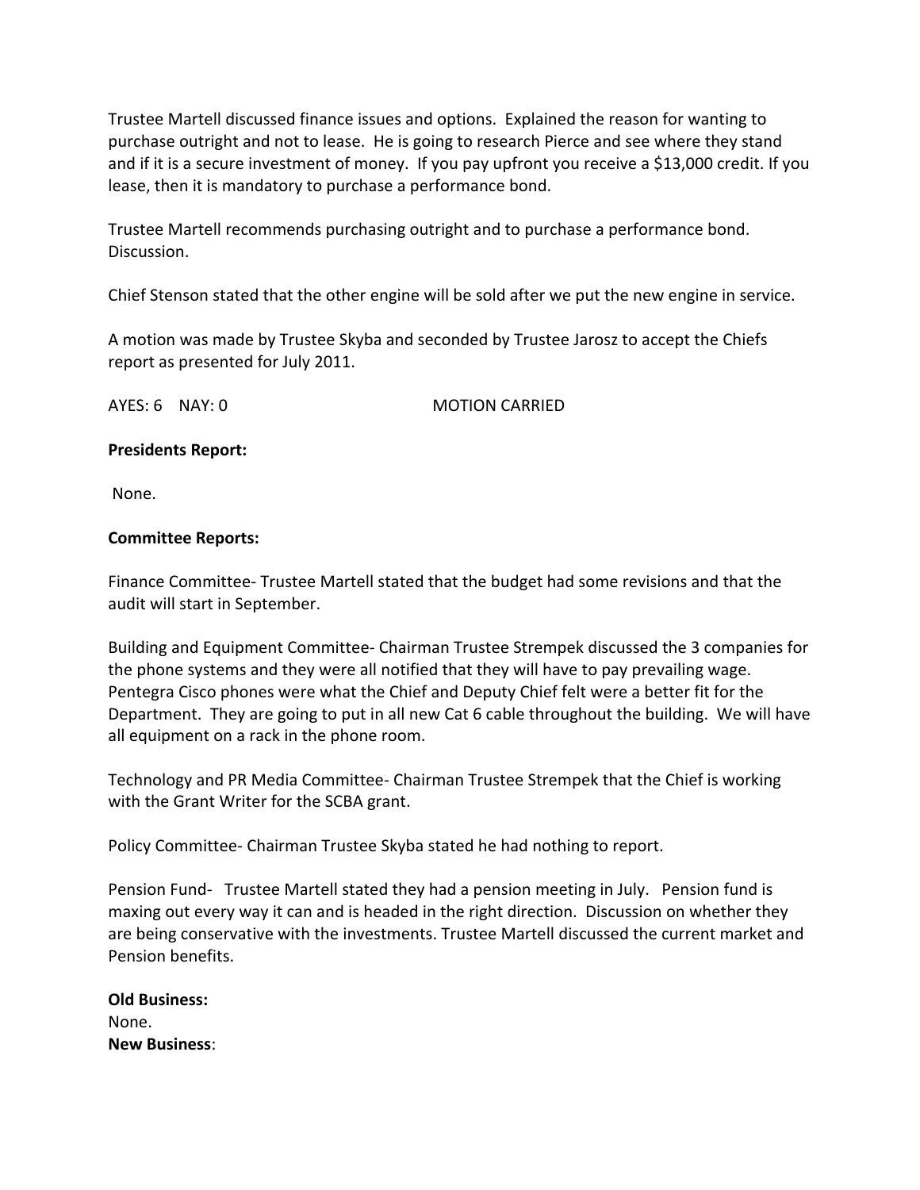Trustee Martell discussed finance issues and options. Explained the reason for wanting to purchase outright and not to lease. He is going to research Pierce and see where they stand and if it is a secure investment of money. If you pay upfront you receive a $13,000 credit. If you lease, then it is mandatory to purchase a performance bond.

Trustee Martell recommends purchasing outright and to purchase a performance bond. Discussion.

Chief Stenson stated that the other engine will be sold after we put the new engine in service.

A motion was made by Trustee Skyba and seconded by Trustee Jarosz to accept the Chiefs report as presented for July 2011.

AYES: 6 NAY: 0 MOTION CARRIED

**Presidents Report:**

None.

**Committee Reports:**

Finance Committee- Trustee Martell stated that the budget had some revisions and that the audit will start in September.

Building and Equipment Committee- Chairman Trustee Strempek discussed the 3 companies for the phone systems and they were all notified that they will have to pay prevailing wage. Pentegra Cisco phones were what the Chief and Deputy Chief felt were a better fit for the Department. They are going to put in all new Cat 6 cable throughout the building. We will have all equipment on a rack in the phone room.

Technology and PR Media Committee- Chairman Trustee Strempek that the Chief is working with the Grant Writer for the SCBA grant.

Policy Committee- Chairman Trustee Skyba stated he had nothing to report.

Pension Fund- Trustee Martell stated they had a pension meeting in July. Pension fund is maxing out every way it can and is headed in the right direction. Discussion on whether they are being conservative with the investments. Trustee Martell discussed the current market and Pension benefits.

**Old Business:**
None.
**New Business**: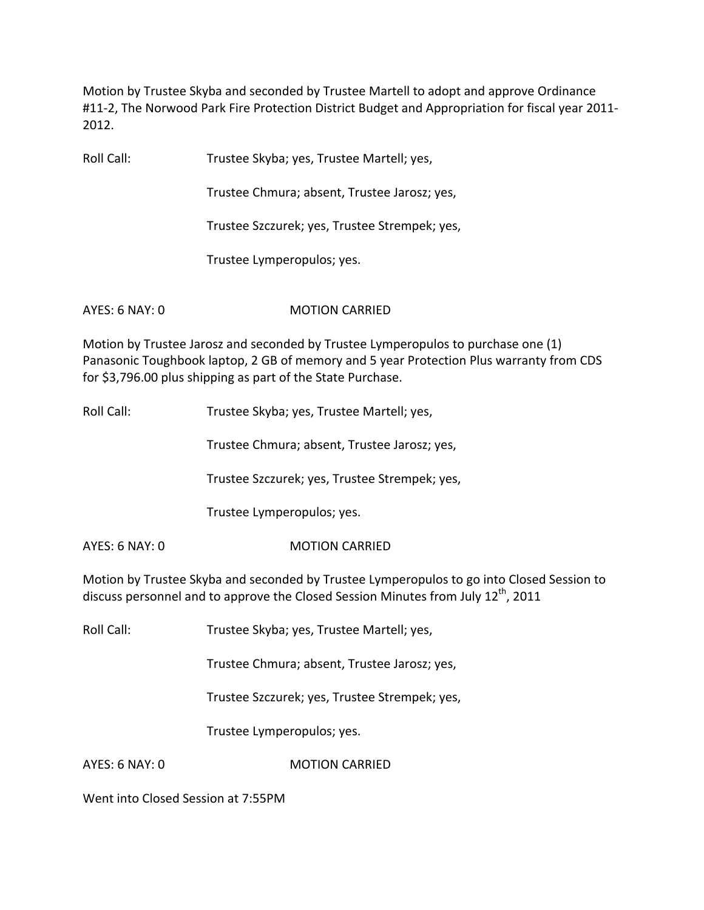Motion by Trustee Skyba and seconded by Trustee Martell to adopt and approve Ordinance #11-2, The Norwood Park Fire Protection District Budget and Appropriation for fiscal year 2011-2012.

Roll Call: Trustee Skyba; yes, Trustee Martell; yes,

Trustee Chmura; absent, Trustee Jarosz; yes,

Trustee Szczurek; yes, Trustee Strempek; yes,

Trustee Lymperopulos; yes.

AYES: 6 NAY: 0 MOTION CARRIED

Motion by Trustee Jarosz and seconded by Trustee Lymperopulos to purchase one (1) Panasonic Toughbook laptop, 2 GB of memory and 5 year Protection Plus warranty from CDS for $3,796.00 plus shipping as part of the State Purchase.

Roll Call: Trustee Skyba; yes, Trustee Martell; yes,

Trustee Chmura; absent, Trustee Jarosz; yes,

Trustee Szczurek; yes, Trustee Strempek; yes,

Trustee Lymperopulos; yes.

AYES: 6 NAY: 0 MOTION CARRIED

Motion by Trustee Skyba and seconded by Trustee Lymperopulos to go into Closed Session to discuss personnel and to approve the Closed Session Minutes from July 12th, 2011

Roll Call: Trustee Skyba; yes, Trustee Martell; yes,

Trustee Chmura; absent, Trustee Jarosz; yes,

Trustee Szczurek; yes, Trustee Strempek; yes,

Trustee Lymperopulos; yes.

AYES: 6 NAY: 0 MOTION CARRIED

Went into Closed Session at 7:55PM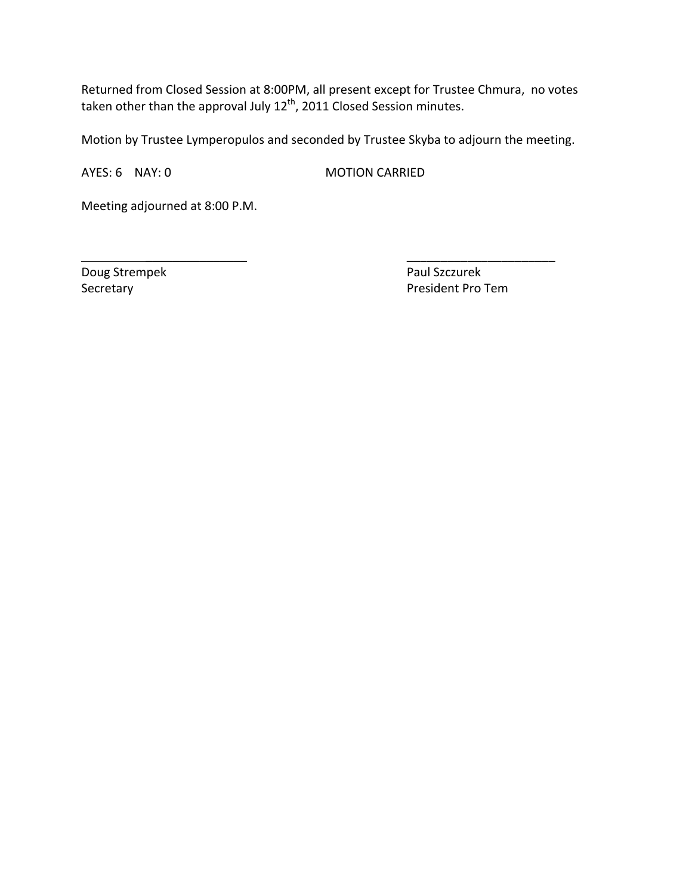Returned from Closed Session at 8:00PM, all present except for Trustee Chmura, no votes taken other than the approval July 12th, 2011 Closed Session minutes.

Motion by Trustee Lymperopulos and seconded by Trustee Skyba to adjourn the meeting.

AYES: 6 NAY: 0 MOTION CARRIED

Meeting adjourned at 8:00 P.M.

_________________________ _______________________

Doug Strempek
Secretary

Paul Szczurek
President Pro Tem